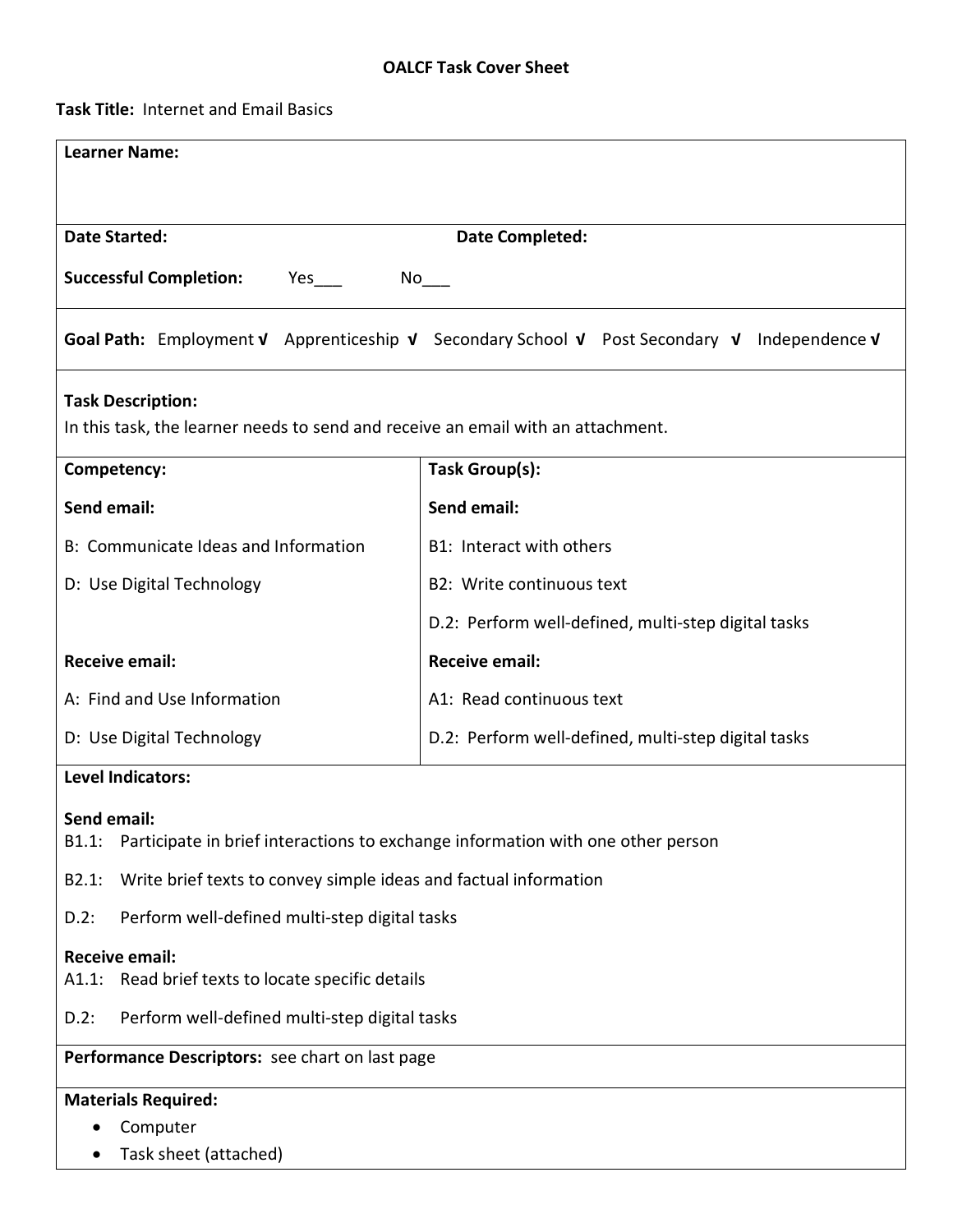# OALCF Task Cover Sheet

**Task Title:** Internet and Email Basics

**Learner Name:**

**Date Started:** **Date Completed:**

**Successful Completion:** Yes___ No___

**Goal Path:** Employment √ Apprenticeship √ Secondary School √ Post Secondary √ Independence √

**Task Description:**
In this task, the learner needs to send and receive an email with an attachment.

| Competency: | Task Group(s): |
|---|---|
| **Send email:** | **Send email:** |
| B: Communicate Ideas and Information | B1: Interact with others |
| D: Use Digital Technology | B2: Write continuous text |
| | D.2: Perform well-defined, multi-step digital tasks |
| **Receive email:** | **Receive email:** |
| A: Find and Use Information | A1: Read continuous text |
| D: Use Digital Technology | D.2: Perform well-defined, multi-step digital tasks |

**Level Indicators:**

**Send email:**
B1.1: Participate in brief interactions to exchange information with one other person

B2.1: Write brief texts to convey simple ideas and factual information

D.2: Perform well-defined multi-step digital tasks

**Receive email:**
A1.1: Read brief texts to locate specific details

D.2: Perform well-defined multi-step digital tasks

**Performance Descriptors:** see chart on last page

**Materials Required:**

- Computer
- Task sheet (attached)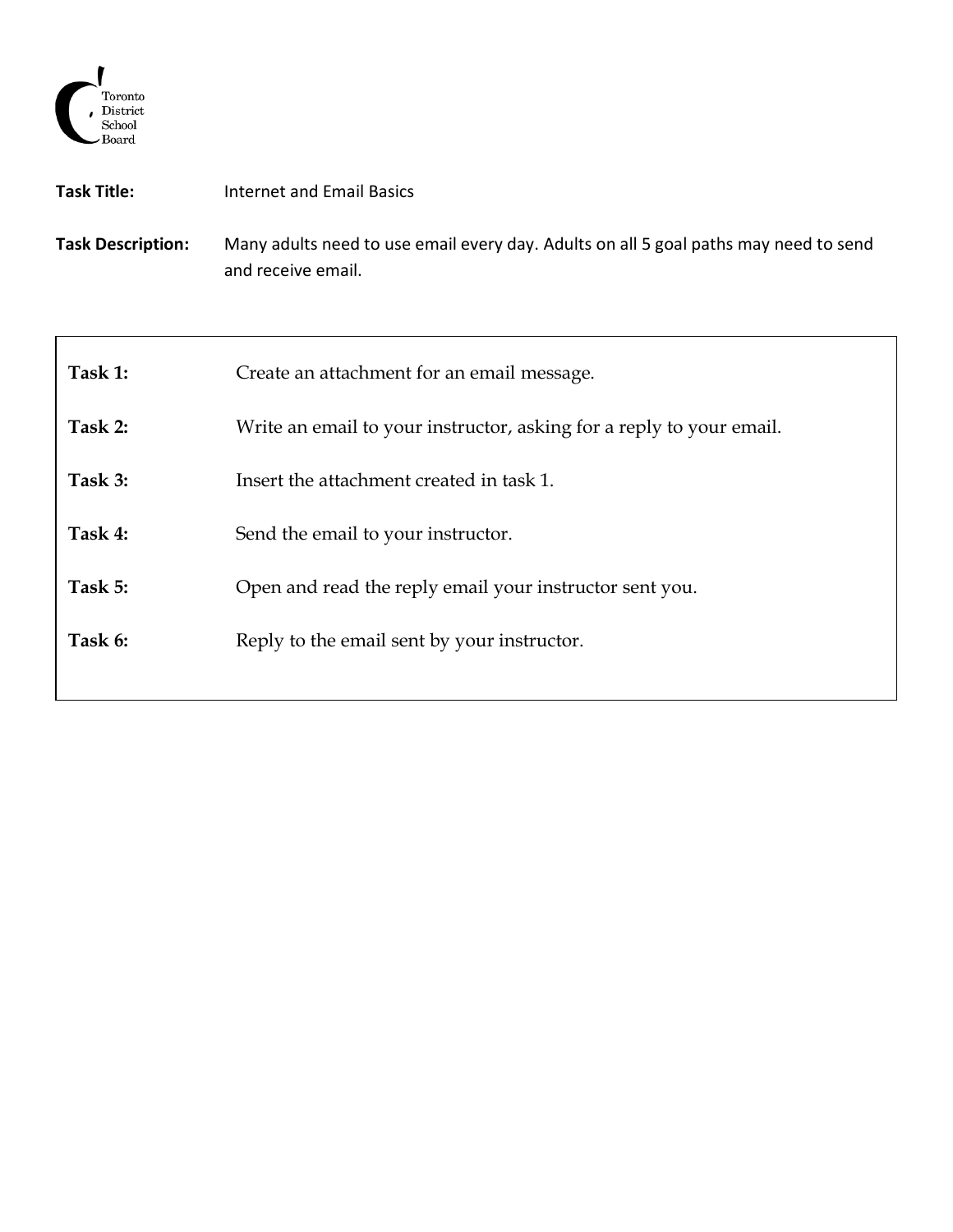Toronto District School Board

**Task Title:** Internet and Email Basics

**Task Description:** Many adults need to use email every day. Adults on all 5 goal paths may need to send and receive email.

| | |
|---|---|
| **Task 1:** | Create an attachment for an email message. |
| **Task 2:** | Write an email to your instructor, asking for a reply to your email. |
| **Task 3:** | Insert the attachment created in task 1. |
| **Task 4:** | Send the email to your instructor. |
| **Task 5:** | Open and read the reply email your instructor sent you. |
| **Task 6:** | Reply to the email sent by your instructor. |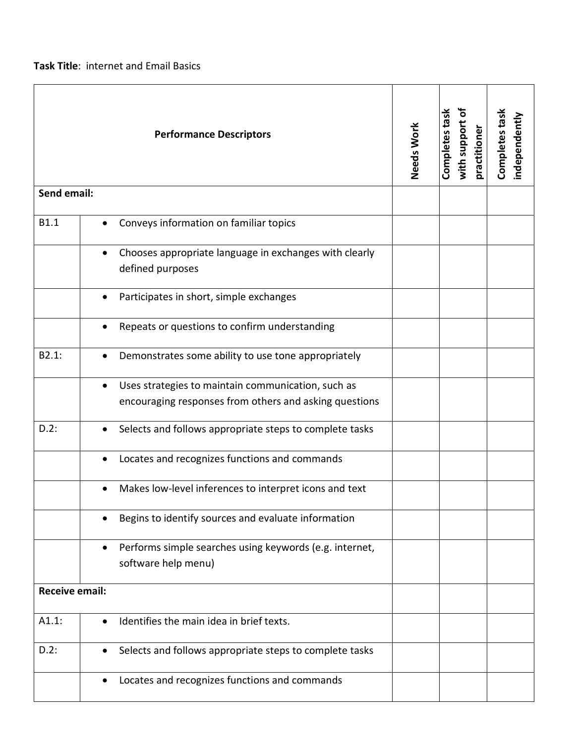**Task Title**: internet and Email Basics

| Performance Descriptors | | Needs Work | Completes task with support of practitioner | Completes task independently |
|---|---|---|---|---|
| **Send email:** | | | | |
| B1.1 | • Conveys information on familiar topics | | | |
| | • Chooses appropriate language in exchanges with clearly defined purposes | | | |
| | • Participates in short, simple exchanges | | | |
| | • Repeats or questions to confirm understanding | | | |
| B2.1: | • Demonstrates some ability to use tone appropriately | | | |
| | • Uses strategies to maintain communication, such as encouraging responses from others and asking questions | | | |
| D.2: | • Selects and follows appropriate steps to complete tasks | | | |
| | • Locates and recognizes functions and commands | | | |
| | • Makes low-level inferences to interpret icons and text | | | |
| | • Begins to identify sources and evaluate information | | | |
| | • Performs simple searches using keywords (e.g. internet, software help menu) | | | |
| **Receive email:** | | | | |
| A1.1: | • Identifies the main idea in brief texts. | | | |
| D.2: | • Selects and follows appropriate steps to complete tasks | | | |
| | • Locates and recognizes functions and commands | | | |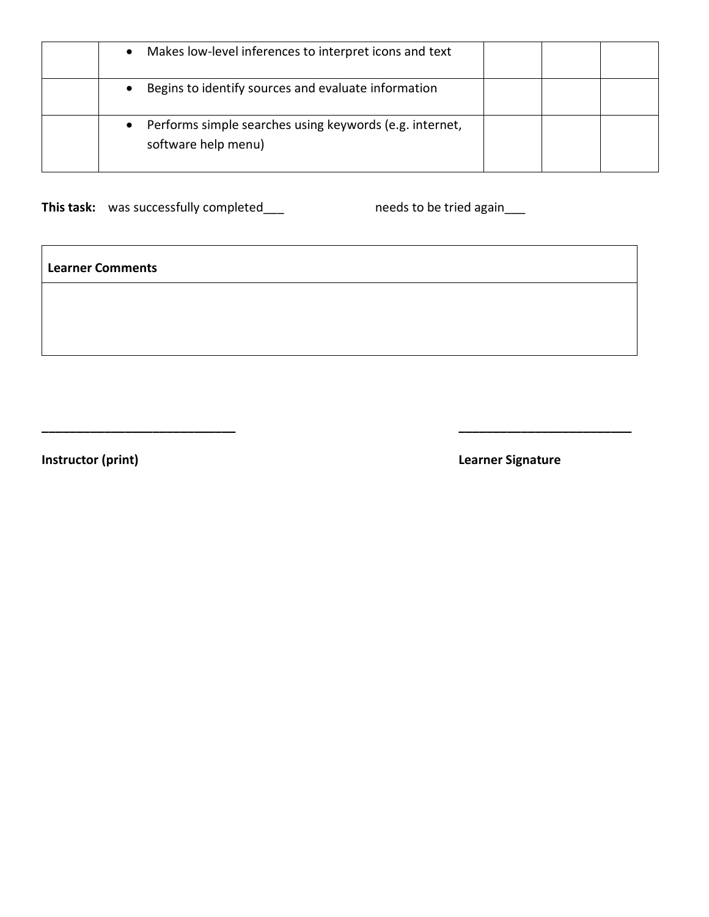| | | | | |
|---|---|---|---|---|
| | • Makes low-level inferences to interpret icons and text | | | |
| | • Begins to identify sources and evaluate information | | | |
| | • Performs simple searches using keywords (e.g. internet, software help menu) | | | |

**This task:** was successfully completed___ needs to be tried again___

| **Learner Comments** |
|---|
| |

_____________________________ _________________________

**Instructor (print)** **Learner Signature**